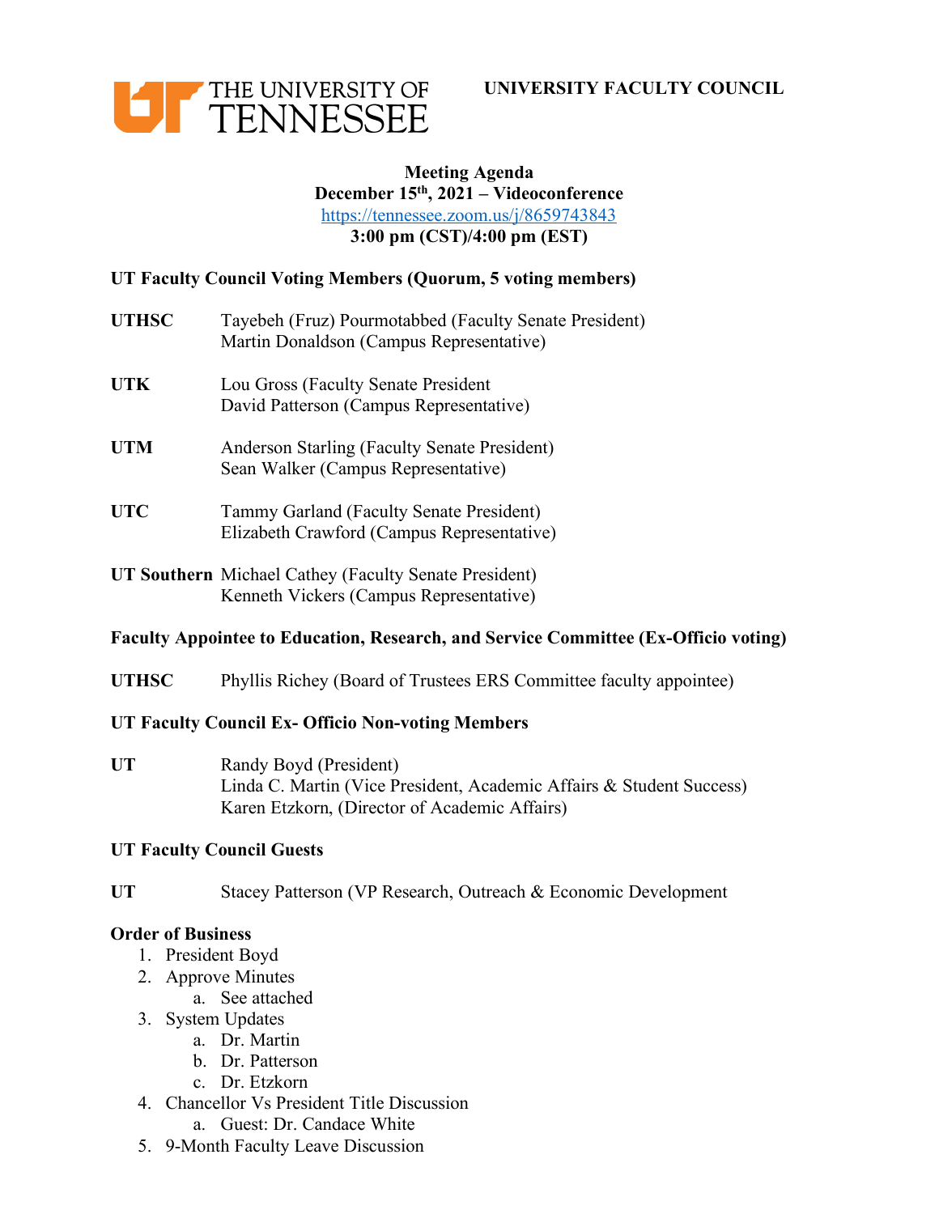THE UNIVERSITY OF TENNESSEE

**UNIVERSITY FACULTY COUNCIL**

**Meeting Agenda**
**December 15th, 2021 – Videoconference**
https://tennessee.zoom.us/j/8659743843
**3:00 pm (CST)/4:00 pm (EST)**

**UT Faculty Council Voting Members (Quorum, 5 voting members)**

**UTHSC** Tayebeh (Fruz) Pourmotabbed (Faculty Senate President)
Martin Donaldson (Campus Representative)

**UTK** Lou Gross (Faculty Senate President
David Patterson (Campus Representative)

**UTM** Anderson Starling (Faculty Senate President)
Sean Walker (Campus Representative)

**UTC** Tammy Garland (Faculty Senate President)
Elizabeth Crawford (Campus Representative)

**UT Southern** Michael Cathey (Faculty Senate President)
Kenneth Vickers (Campus Representative)

**Faculty Appointee to Education, Research, and Service Committee (Ex-Officio voting)**

**UTHSC** Phyllis Richey (Board of Trustees ERS Committee faculty appointee)

**UT Faculty Council Ex- Officio Non-voting Members**

**UT** Randy Boyd (President)
Linda C. Martin (Vice President, Academic Affairs & Student Success)
Karen Etzkorn, (Director of Academic Affairs)

**UT Faculty Council Guests**

**UT** Stacey Patterson (VP Research, Outreach & Economic Development

**Order of Business**

1. President Boyd
2. Approve Minutes
   a. See attached
3. System Updates
   a. Dr. Martin
   b. Dr. Patterson
   c. Dr. Etzkorn
4. Chancellor Vs President Title Discussion
   a. Guest: Dr. Candace White
5. 9-Month Faculty Leave Discussion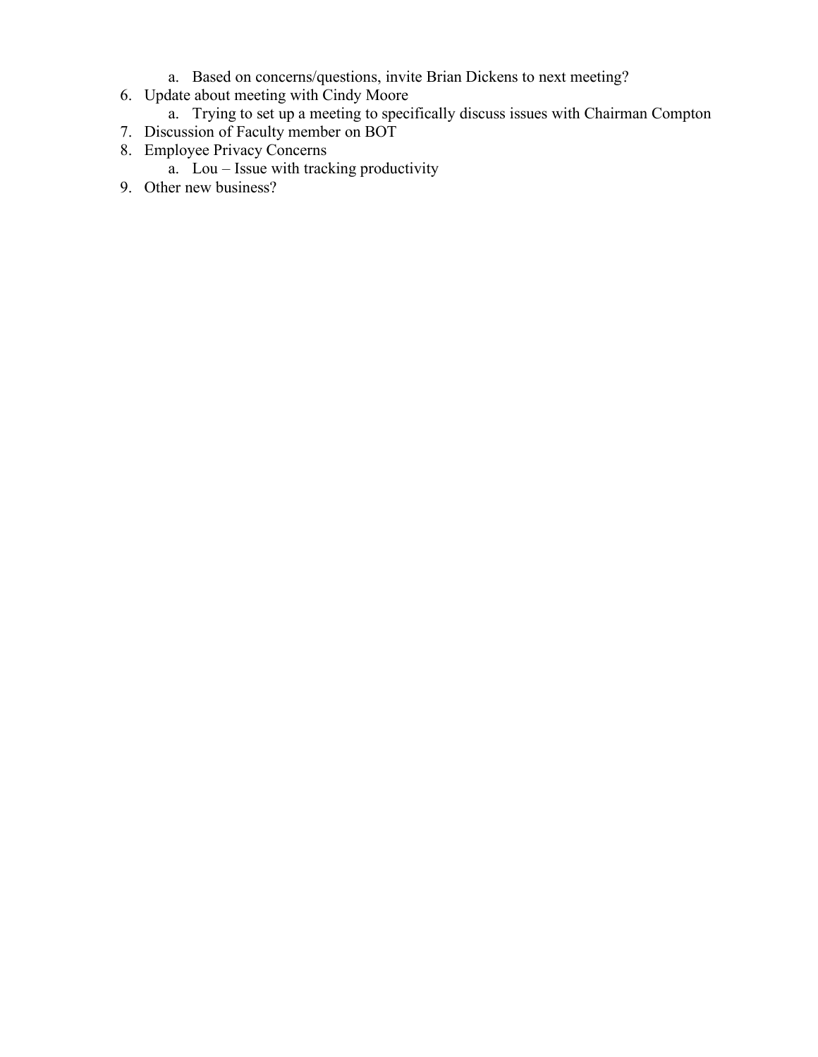a. Based on concerns/questions, invite Brian Dickens to next meeting?

6. Update about meeting with Cindy Moore
   a. Trying to set up a meeting to specifically discuss issues with Chairman Compton
7. Discussion of Faculty member on BOT
8. Employee Privacy Concerns
   a. Lou – Issue with tracking productivity
9. Other new business?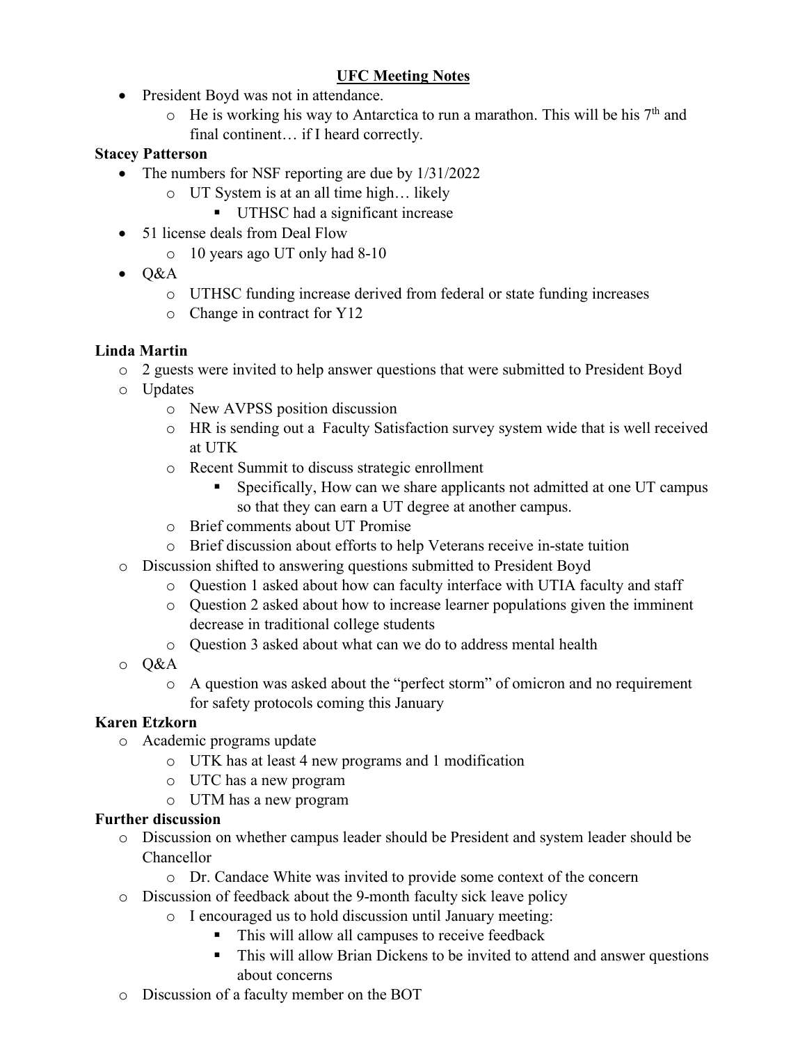# UFC Meeting Notes

- President Boyd was not in attendance.
  - He is working his way to Antarctica to run a marathon. This will be his 7th and final continent… if I heard correctly.

**Stacey Patterson**

- The numbers for NSF reporting are due by 1/31/2022
  - UT System is at an all time high… likely
    - UTHSC had a significant increase
- 51 license deals from Deal Flow
  - 10 years ago UT only had 8-10
- Q&A
  - UTHSC funding increase derived from federal or state funding increases
  - Change in contract for Y12

**Linda Martin**

- 2 guests were invited to help answer questions that were submitted to President Boyd
- Updates
  - New AVPSS position discussion
  - HR is sending out a Faculty Satisfaction survey system wide that is well received at UTK
  - Recent Summit to discuss strategic enrollment
    - Specifically, How can we share applicants not admitted at one UT campus so that they can earn a UT degree at another campus.
  - Brief comments about UT Promise
  - Brief discussion about efforts to help Veterans receive in-state tuition
- Discussion shifted to answering questions submitted to President Boyd
  - Question 1 asked about how can faculty interface with UTIA faculty and staff
  - Question 2 asked about how to increase learner populations given the imminent decrease in traditional college students
  - Question 3 asked about what can we do to address mental health
- Q&A
  - A question was asked about the "perfect storm" of omicron and no requirement for safety protocols coming this January

**Karen Etzkorn**

- Academic programs update
  - UTK has at least 4 new programs and 1 modification
  - UTC has a new program
  - UTM has a new program

**Further discussion**

- Discussion on whether campus leader should be President and system leader should be Chancellor
  - Dr. Candace White was invited to provide some context of the concern
- Discussion of feedback about the 9-month faculty sick leave policy
  - I encouraged us to hold discussion until January meeting:
    - This will allow all campuses to receive feedback
    - This will allow Brian Dickens to be invited to attend and answer questions about concerns
- Discussion of a faculty member on the BOT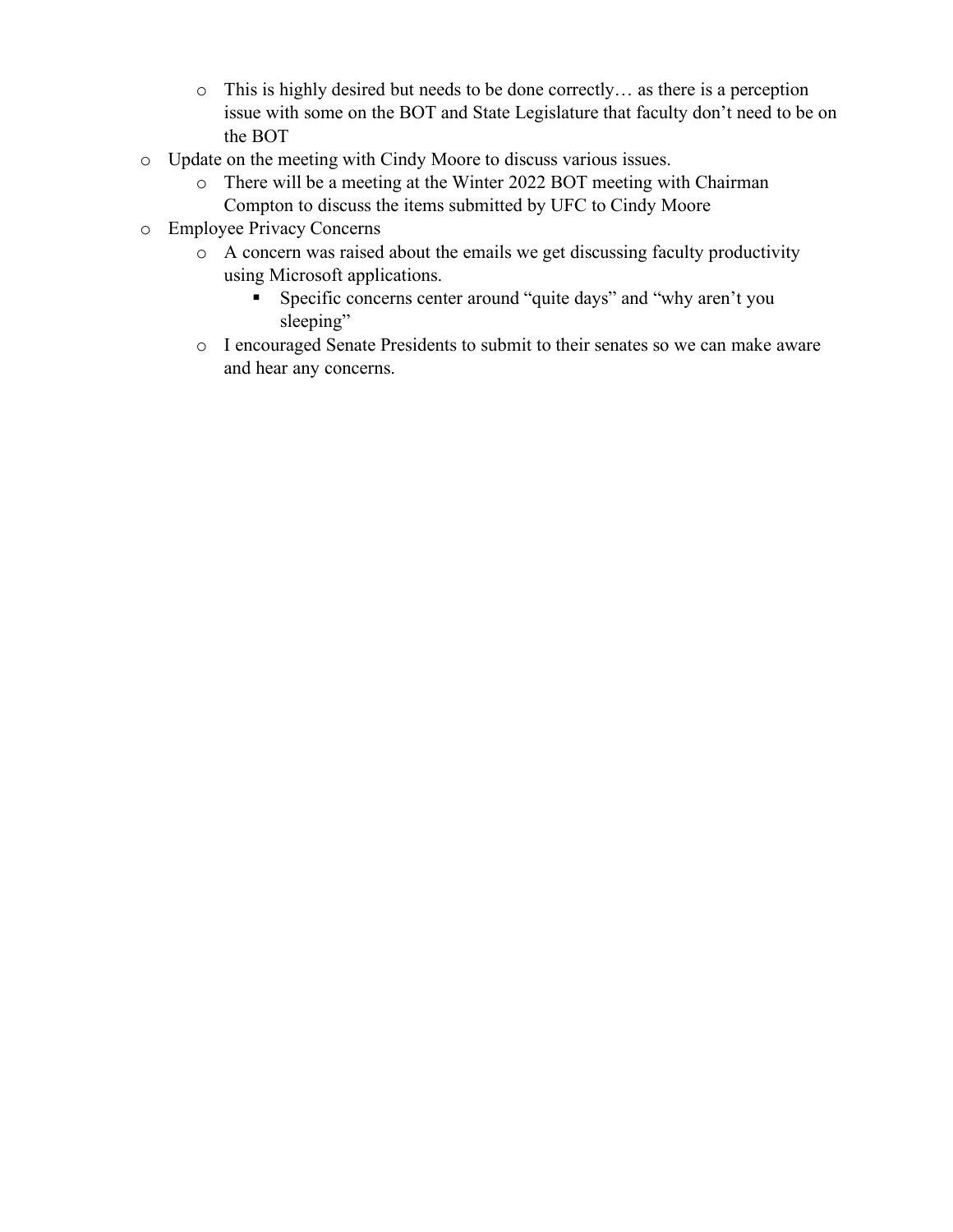- This is highly desired but needs to be done correctly… as there is a perception issue with some on the BOT and State Legislature that faculty don't need to be on the BOT
- Update on the meeting with Cindy Moore to discuss various issues.
    - There will be a meeting at the Winter 2022 BOT meeting with Chairman Compton to discuss the items submitted by UFC to Cindy Moore
- Employee Privacy Concerns
    - A concern was raised about the emails we get discussing faculty productivity using Microsoft applications.
        - Specific concerns center around "quite days" and "why aren't you sleeping"
    - I encouraged Senate Presidents to submit to their senates so we can make aware and hear any concerns.